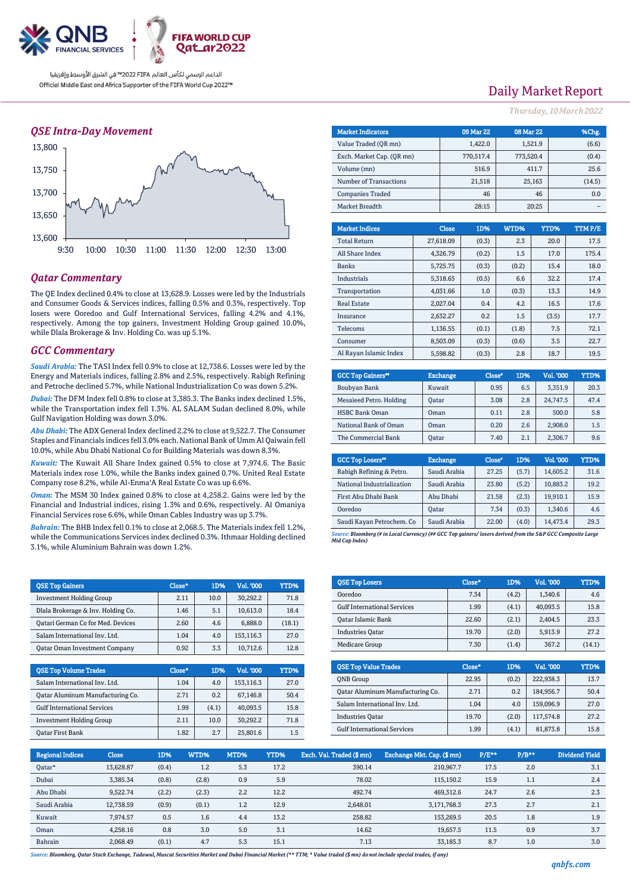QNB FINANCIAL SERVICES | FIFA WORLD CUP Qatar2022

الداعم الرسمي لكأس العالم FIFA 2022™ في الشرق الأوسط وإفريقيا

Official Middle East and Africa Supporter of the FIFA World Cup 2022™

# Daily Market Report

*Thursday, 10 March 2022*

## QSE Intra-Day Movement

## Qatar Commentary

The QE Index declined 0.4% to close at 13,628.9. Losses were led by the Industrials and Consumer Goods & Services indices, falling 0.5% and 0.3%, respectively. Top losers were Ooredoo and Gulf International Services, falling 4.2% and 4.1%, respectively. Among the top gainers, Investment Holding Group gained 10.0%, while Dlala Brokerage & Inv. Holding Co. was up 5.1%.

## GCC Commentary

***Saudi Arabia:*** The TASI Index fell 0.9% to close at 12,738.6. Losses were led by the Energy and Materials indices, falling 2.8% and 2.5%, respectively. Rabigh Refining and Petroche declined 5.7%, while National Industrialization Co was down 5.2%.

***Dubai:*** The DFM Index fell 0.8% to close at 3,385.3. The Banks index declined 1.5%, while the Transportation index fell 1.3%. AL SALAM Sudan declined 8.0%, while Gulf Navigation Holding was down 3.0%.

***Abu Dhabi:*** The ADX General Index declined 2.2% to close at 9,522.7. The Consumer Staples and Financials indices fell 3.0% each. National Bank of Umm Al Qaiwain fell 10.0%, while Abu Dhabi National Co for Building Materials was down 8.3%.

***Kuwait:*** The Kuwait All Share Index gained 0.5% to close at 7,974.6. The Basic Materials index rose 1.0%, while the Banks index gained 0.7%. United Real Estate Company rose 8.2%, while Al-Enma'A Real Estate Co was up 6.6%.

***Oman:*** The MSM 30 Index gained 0.8% to close at 4,258.2. Gains were led by the Financial and Industrial indices, rising 1.3% and 0.6%, respectively. Al Omaniya Financial Services rose 6.6%, while Oman Cables Industry was up 3.7%.

***Bahrain:*** The BHB Index fell 0.1% to close at 2,068.5. The Materials index fell 1.2%, while the Communications Services index declined 0.3%. Ithmaar Holding declined 3.1%, while Aluminium Bahrain was down 1.2%.

| Market Indicators | 09 Mar 22 | 08 Mar 22 | %Chg. |
|---|---|---|---|
| Value Traded (QR mn) | 1,422.0 | 1,521.9 | (6.6) |
| Exch. Market Cap. (QR mn) | 770,517.4 | 773,520.4 | (0.4) |
| Volume (mn) | 516.9 | 411.7 | 25.6 |
| Number of Transactions | 21,518 | 25,163 | (14.5) |
| Companies Traded | 46 | 46 | 0.0 |
| Market Breadth | 28:15 | 20:25 | – |

| Market Indices | Close | 1D% | WTD% | YTD% | TTM P/E |
|---|---|---|---|---|---|
| Total Return | 27,618.09 | (0.3) | 2.3 | 20.0 | 17.5 |
| All Share Index | 4,326.79 | (0.2) | 1.5 | 17.0 | 175.4 |
| Banks | 5,725.75 | (0.3) | (0.2) | 15.4 | 18.0 |
| Industrials | 5,318.65 | (0.5) | 6.6 | 32.2 | 17.4 |
| Transportation | 4,031.66 | 1.0 | (0.3) | 13.3 | 14.9 |
| Real Estate | 2,027.04 | 0.4 | 4.2 | 16.5 | 17.6 |
| Insurance | 2,632.27 | 0.2 | 1.5 | (3.5) | 17.7 |
| Telecoms | 1,136.55 | (0.1) | (1.8) | 7.5 | 72.1 |
| Consumer | 8,503.09 | (0.3) | (0.6) | 3.5 | 22.7 |
| Al Rayan Islamic Index | 5,598.82 | (0.3) | 2.8 | 18.7 | 19.5 |

| GCC Top Gainers## | Exchange | Close# | 1D% | Vol. '000 | YTD% |
|---|---|---|---|---|---|
| Boubyan Bank | Kuwait | 0.95 | 6.5 | 3,351.9 | 20.3 |
| Mesaieed Petro. Holding | Qatar | 3.08 | 2.8 | 24,747.5 | 47.4 |
| HSBC Bank Oman | Oman | 0.11 | 2.8 | 500.0 | 5.8 |
| National Bank of Oman | Oman | 0.20 | 2.6 | 2,908.0 | 1.5 |
| The Commercial Bank | Qatar | 7.40 | 2.1 | 2,306.7 | 9.6 |

| GCC Top Losers## | Exchange | Close# | 1D% | Vol. '000 | YTD% |
|---|---|---|---|---|---|
| Rabigh Refining & Petro. | Saudi Arabia | 27.25 | (5.7) | 14,605.2 | 31.6 |
| National Industrialization | Saudi Arabia | 23.80 | (5.2) | 10,883.2 | 19.2 |
| First Abu Dhabi Bank | Abu Dhabi | 21.58 | (2.3) | 19,910.1 | 15.9 |
| Ooredoo | Qatar | 7.34 | (0.3) | 1,340.6 | 4.6 |
| Saudi Kayan Petrochem. Co | Saudi Arabia | 22.00 | (4.0) | 14,473.4 | 29.3 |

*Source: Bloomberg (# in Local Currency) (## GCC Top gainers/ losers derived from the S&P GCC Composite Large Mid Cap Index)*

| QSE Top Gainers | Close* | 1D% | Vol. '000 | YTD% |
|---|---|---|---|---|
| Investment Holding Group | 2.11 | 10.0 | 30,292.2 | 71.8 |
| Dlala Brokerage & Inv. Holding Co. | 1.46 | 5.1 | 10,613.0 | 18.4 |
| Qatari German Co for Med. Devices | 2.60 | 4.6 | 6,888.0 | (18.1) |
| Salam International Inv. Ltd. | 1.04 | 4.0 | 153,116.3 | 27.0 |
| Qatar Oman Investment Company | 0.92 | 3.3 | 10,712.6 | 12.8 |

| QSE Top Volume Trades | Close* | 1D% | Vol. '000 | YTD% |
|---|---|---|---|---|
| Salam International Inv. Ltd. | 1.04 | 4.0 | 153,116.3 | 27.0 |
| Qatar Aluminum Manufacturing Co. | 2.71 | 0.2 | 67,146.8 | 50.4 |
| Gulf International Services | 1.99 | (4.1) | 40,093.5 | 15.8 |
| Investment Holding Group | 2.11 | 10.0 | 30,292.2 | 71.8 |
| Qatar First Bank | 1.82 | 2.7 | 25,801.6 | 1.5 |

| QSE Top Losers | Close* | 1D% | Vol. '000 | YTD% |
|---|---|---|---|---|
| Ooredoo | 7.34 | (4.2) | 1,340.6 | 4.6 |
| Gulf International Services | 1.99 | (4.1) | 40,093.5 | 15.8 |
| Qatar Islamic Bank | 22.60 | (2.1) | 2,404.5 | 23.3 |
| Industries Qatar | 19.70 | (2.0) | 5,913.9 | 27.2 |
| Medicare Group | 7.30 | (1.4) | 367.2 | (14.1) |

| QSE Top Value Trades | Close* | 1D% | Val. '000 | YTD% |
|---|---|---|---|---|
| QNB Group | 22.95 | (0.2) | 222,938.3 | 13.7 |
| Qatar Aluminum Manufacturing Co. | 2.71 | 0.2 | 184,956.7 | 50.4 |
| Salam International Inv. Ltd. | 1.04 | 4.0 | 159,096.9 | 27.0 |
| Industries Qatar | 19.70 | (2.0) | 117,574.8 | 27.2 |
| Gulf International Services | 1.99 | (4.1) | 81,873.8 | 15.8 |

| Regional Indices | Close | 1D% | WTD% | MTD% | YTD% | Exch. Val. Traded ($ mn) | Exchange Mkt. Cap. ($ mn) | P/E** | P/B** | Dividend Yield |
|---|---|---|---|---|---|---|---|---|---|---|
| Qatar* | 13,628.87 | (0.4) | 1.2 | 5.3 | 17.2 | 390.14 | 210,967.7 | 17.5 | 2.0 | 3.1 |
| Dubai | 3,385.34 | (0.8) | (2.8) | 0.9 | 5.9 | 78.02 | 115,150.2 | 15.9 | 1.1 | 2.4 |
| Abu Dhabi | 9,522.74 | (2.2) | (2.3) | 2.2 | 12.2 | 492.74 | 469,312.6 | 24.7 | 2.6 | 2.3 |
| Saudi Arabia | 12,738.59 | (0.9) | (0.1) | 1.2 | 12.9 | 2,648.01 | 3,171,768.3 | 27.3 | 2.7 | 2.1 |
| Kuwait | 7,974.57 | 0.5 | 1.6 | 4.4 | 13.2 | 258.82 | 153,269.5 | 20.5 | 1.8 | 1.9 |
| Oman | 4,258.16 | 0.8 | 3.0 | 5.0 | 3.1 | 14.62 | 19,657.5 | 11.5 | 0.9 | 3.7 |
| Bahrain | 2,068.49 | (0.1) | 4.7 | 5.3 | 15.1 | 7.13 | 33,185.3 | 8.7 | 1.0 | 3.0 |

*Source: Bloomberg, Qatar Stock Exchange, Tadawul, Muscat Securities Market and Dubai Financial Market (** TTM; * Value traded ($ mn) do not include special trades, if any)*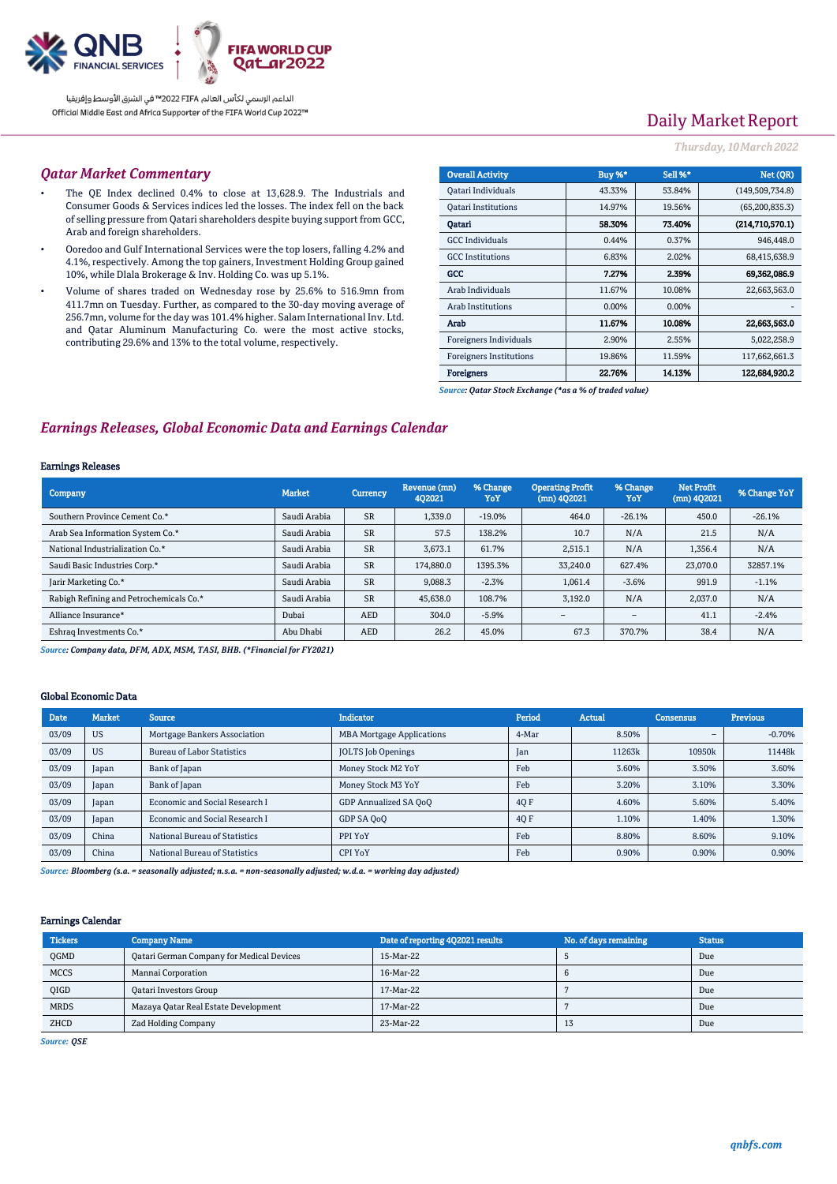Daily Market Report

*Thursday, 10 March 2022*

## *Qatar Market Commentary*

- The QE Index declined 0.4% to close at 13,628.9. The Industrials and Consumer Goods & Services indices led the losses. The index fell on the back of selling pressure from Qatari shareholders despite buying support from GCC, Arab and foreign shareholders.
- Ooredoo and Gulf International Services were the top losers, falling 4.2% and 4.1%, respectively. Among the top gainers, Investment Holding Group gained 10%, while Dlala Brokerage & Inv. Holding Co. was up 5.1%.
- Volume of shares traded on Wednesday rose by 25.6% to 516.9mn from 411.7mn on Tuesday. Further, as compared to the 30-day moving average of 256.7mn, volume for the day was 101.4% higher. Salam International Inv. Ltd. and Qatar Aluminum Manufacturing Co. were the most active stocks, contributing 29.6% and 13% to the total volume, respectively.

| Overall Activity | Buy %* | Sell %* | Net (QR) |
|---|---|---|---|
| Qatari Individuals | 43.33% | 53.84% | (149,509,734.8) |
| Qatari Institutions | 14.97% | 19.56% | (65,200,835.3) |
| **Qatari** | **58.30%** | **73.40%** | **(214,710,570.1)** |
| GCC Individuals | 0.44% | 0.37% | 946,448.0 |
| GCC Institutions | 6.83% | 2.02% | 68,415,638.9 |
| **GCC** | **7.27%** | **2.39%** | **69,362,086.9** |
| Arab Individuals | 11.67% | 10.08% | 22,663,563.0 |
| Arab Institutions | 0.00% | 0.00% | - |
| **Arab** | **11.67%** | **10.08%** | **22,663,563.0** |
| Foreigners Individuals | 2.90% | 2.55% | 5,022,258.9 |
| Foreigners Institutions | 19.86% | 11.59% | 117,662,661.3 |
| **Foreigners** | **22.76%** | **14.13%** | **122,684,920.2** |

*Source: Qatar Stock Exchange (*as a % of traded value)*

## *Earnings Releases, Global Economic Data and Earnings Calendar*

### Earnings Releases

| Company | Market | Currency | Revenue (mn) 4Q2021 | % Change YoY | Operating Profit (mn) 4Q2021 | % Change YoY | Net Profit (mn) 4Q2021 | % Change YoY |
|---|---|---|---|---|---|---|---|---|
| Southern Province Cement Co.* | Saudi Arabia | SR | 1,339.0 | -19.0% | 464.0 | -26.1% | 450.0 | -26.1% |
| Arab Sea Information System Co.* | Saudi Arabia | SR | 57.5 | 138.2% | 10.7 | N/A | 21.5 | N/A |
| National Industrialization Co.* | Saudi Arabia | SR | 3,673.1 | 61.7% | 2,515.1 | N/A | 1,356.4 | N/A |
| Saudi Basic Industries Corp.* | Saudi Arabia | SR | 174,880.0 | 1395.3% | 33,240.0 | 627.4% | 23,070.0 | 32857.1% |
| Jarir Marketing Co.* | Saudi Arabia | SR | 9,088.3 | -2.3% | 1,061.4 | -3.6% | 991.9 | -1.1% |
| Rabigh Refining and Petrochemicals Co.* | Saudi Arabia | SR | 45,638.0 | 108.7% | 3,192.0 | N/A | 2,037.0 | N/A |
| Alliance Insurance* | Dubai | AED | 304.0 | -5.9% | – | – | 41.1 | -2.4% |
| Eshraq Investments Co.* | Abu Dhabi | AED | 26.2 | 45.0% | 67.3 | 370.7% | 38.4 | N/A |

*Source: Company data, DFM, ADX, MSM, TASI, BHB. (*Financial for FY2021)*

### Global Economic Data

| Date | Market | Source | Indicator | Period | Actual | Consensus | Previous |
|---|---|---|---|---|---|---|---|
| 03/09 | US | Mortgage Bankers Association | MBA Mortgage Applications | 4-Mar | 8.50% | – | -0.70% |
| 03/09 | US | Bureau of Labor Statistics | JOLTS Job Openings | Jan | 11263k | 10950k | 11448k |
| 03/09 | Japan | Bank of Japan | Money Stock M2 YoY | Feb | 3.60% | 3.50% | 3.60% |
| 03/09 | Japan | Bank of Japan | Money Stock M3 YoY | Feb | 3.20% | 3.10% | 3.30% |
| 03/09 | Japan | Economic and Social Research I | GDP Annualized SA QoQ | 4Q F | 4.60% | 5.60% | 5.40% |
| 03/09 | Japan | Economic and Social Research I | GDP SA QoQ | 4Q F | 1.10% | 1.40% | 1.30% |
| 03/09 | China | National Bureau of Statistics | PPI YoY | Feb | 8.80% | 8.60% | 9.10% |
| 03/09 | China | National Bureau of Statistics | CPI YoY | Feb | 0.90% | 0.90% | 0.90% |

*Source: Bloomberg (s.a. = seasonally adjusted; n.s.a. = non-seasonally adjusted; w.d.a. = working day adjusted)*

### Earnings Calendar

| Tickers | Company Name | Date of reporting 4Q2021 results | No. of days remaining | Status |
|---|---|---|---|---|
| QGMD | Qatari German Company for Medical Devices | 15-Mar-22 | 5 | Due |
| MCCS | Mannai Corporation | 16-Mar-22 | 6 | Due |
| QIGD | Qatari Investors Group | 17-Mar-22 | 7 | Due |
| MRDS | Mazaya Qatar Real Estate Development | 17-Mar-22 | 7 | Due |
| ZHCD | Zad Holding Company | 23-Mar-22 | 13 | Due |

*Source: QSE*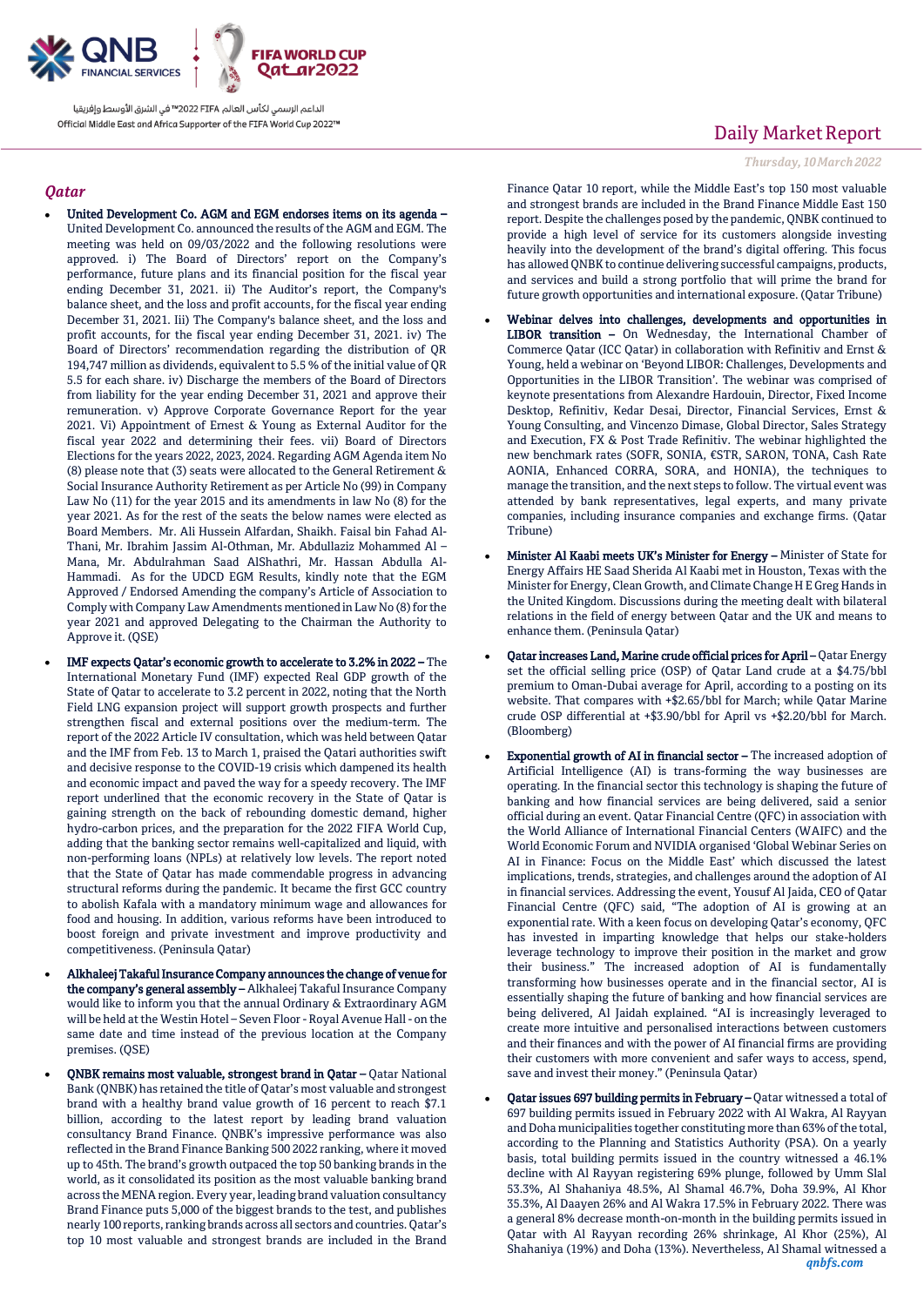## Qatar

- **United Development Co. AGM and EGM endorses items on its agenda –** United Development Co. announced the results of the AGM and EGM. The meeting was held on 09/03/2022 and the following resolutions were approved. i) The Board of Directors' report on the Company's performance, future plans and its financial position for the fiscal year ending December 31, 2021. ii) The Auditor's report, the Company's balance sheet, and the loss and profit accounts, for the fiscal year ending December 31, 2021. Iii) The Company's balance sheet, and the loss and profit accounts, for the fiscal year ending December 31, 2021. iv) The Board of Directors' recommendation regarding the distribution of QR 194,747 million as dividends, equivalent to 5.5 % of the initial value of QR 5.5 for each share. iv) Discharge the members of the Board of Directors from liability for the year ending December 31, 2021 and approve their remuneration. v) Approve Corporate Governance Report for the year 2021. Vi) Appointment of Ernest & Young as External Auditor for the fiscal year 2022 and determining their fees. vii) Board of Directors Elections for the years 2022, 2023, 2024. Regarding AGM Agenda item No (8) please note that (3) seats were allocated to the General Retirement & Social Insurance Authority Retirement as per Article No (99) in Company Law No (11) for the year 2015 and its amendments in law No (8) for the year 2021. As for the rest of the seats the below names were elected as Board Members. Mr. Ali Hussein Alfardan, Shaikh. Faisal bin Fahad Al-Thani, Mr. Ibrahim Jassim Al-Othman, Mr. Abdullaziz Mohammed Al – Mana, Mr. Abdulrahman Saad AlShathri, Mr. Hassan Abdulla Al-Hammadi. As for the UDCD EGM Results, kindly note that the EGM Approved / Endorsed Amending the company's Article of Association to Comply with Company Law Amendments mentioned in Law No (8) for the year 2021 and approved Delegating to the Chairman the Authority to Approve it. (QSE)

- **IMF expects Qatar's economic growth to accelerate to 3.2% in 2022 –** The International Monetary Fund (IMF) expected Real GDP growth of the State of Qatar to accelerate to 3.2 percent in 2022, noting that the North Field LNG expansion project will support growth prospects and further strengthen fiscal and external positions over the medium-term. The report of the 2022 Article IV consultation, which was held between Qatar and the IMF from Feb. 13 to March 1, praised the Qatari authorities swift and decisive response to the COVID-19 crisis which dampened its health and economic impact and paved the way for a speedy recovery. The IMF report underlined that the economic recovery in the State of Qatar is gaining strength on the back of rebounding domestic demand, higher hydro-carbon prices, and the preparation for the 2022 FIFA World Cup, adding that the banking sector remains well-capitalized and liquid, with non-performing loans (NPLs) at relatively low levels. The report noted that the State of Qatar has made commendable progress in advancing structural reforms during the pandemic. It became the first GCC country to abolish Kafala with a mandatory minimum wage and allowances for food and housing. In addition, various reforms have been introduced to boost foreign and private investment and improve productivity and competitiveness. (Peninsula Qatar)

- **Alkhaleej Takaful Insurance Company announces the change of venue for the company's general assembly –** Alkhaleej Takaful Insurance Company would like to inform you that the annual Ordinary & Extraordinary AGM will be held at the Westin Hotel – Seven Floor - Royal Avenue Hall - on the same date and time instead of the previous location at the Company premises. (QSE)

- **QNBK remains most valuable, strongest brand in Qatar –** Qatar National Bank (QNBK) has retained the title of Qatar's most valuable and strongest brand with a healthy brand value growth of 16 percent to reach $7.1 billion, according to the latest report by leading brand valuation consultancy Brand Finance. QNBK's impressive performance was also reflected in the Brand Finance Banking 500 2022 ranking, where it moved up to 45th. The brand's growth outpaced the top 50 banking brands in the world, as it consolidated its position as the most valuable banking brand across the MENA region. Every year, leading brand valuation consultancy Brand Finance puts 5,000 of the biggest brands to the test, and publishes nearly 100 reports, ranking brands across all sectors and countries. Qatar's top 10 most valuable and strongest brands are included in the Brand Finance Qatar 10 report, while the Middle East's top 150 most valuable and strongest brands are included in the Brand Finance Middle East 150 report. Despite the challenges posed by the pandemic, QNBK continued to provide a high level of service for its customers alongside investing heavily into the development of the brand's digital offering. This focus has allowed QNBK to continue delivering successful campaigns, products, and services and build a strong portfolio that will prime the brand for future growth opportunities and international exposure. (Qatar Tribune)

- **Webinar delves into challenges, developments and opportunities in LIBOR transition –** On Wednesday, the International Chamber of Commerce Qatar (ICC Qatar) in collaboration with Refinitiv and Ernst & Young, held a webinar on 'Beyond LIBOR: Challenges, Developments and Opportunities in the LIBOR Transition'. The webinar was comprised of keynote presentations from Alexandre Hardouin, Director, Fixed Income Desktop, Refinitiv, Kedar Desai, Director, Financial Services, Ernst & Young Consulting, and Vincenzo Dimase, Global Director, Sales Strategy and Execution, FX & Post Trade Refinitiv. The webinar highlighted the new benchmark rates (SOFR, SONIA, €STR, SARON, TONA, Cash Rate AONIA, Enhanced CORRA, SORA, and HONIA), the techniques to manage the transition, and the next steps to follow. The virtual event was attended by bank representatives, legal experts, and many private companies, including insurance companies and exchange firms. (Qatar Tribune)

- **Minister Al Kaabi meets UK's Minister for Energy –** Minister of State for Energy Affairs HE Saad Sherida Al Kaabi met in Houston, Texas with the Minister for Energy, Clean Growth, and Climate Change H E Greg Hands in the United Kingdom. Discussions during the meeting dealt with bilateral relations in the field of energy between Qatar and the UK and means to enhance them. (Peninsula Qatar)

- **Qatar increases Land, Marine crude official prices for April –** Qatar Energy set the official selling price (OSP) of Qatar Land crude at a $4.75/bbl premium to Oman-Dubai average for April, according to a posting on its website. That compares with +$2.65/bbl for March; while Qatar Marine crude OSP differential at +$3.90/bbl for April vs +$2.20/bbl for March. (Bloomberg)

- **Exponential growth of AI in financial sector –** The increased adoption of Artificial Intelligence (AI) is trans-forming the way businesses are operating. In the financial sector this technology is shaping the future of banking and how financial services are being delivered, said a senior official during an event. Qatar Financial Centre (QFC) in association with the World Alliance of International Financial Centers (WAIFC) and the World Economic Forum and NVIDIA organised 'Global Webinar Series on AI in Finance: Focus on the Middle East' which discussed the latest implications, trends, strategies, and challenges around the adoption of AI in financial services. Addressing the event, Yousuf Al Jaida, CEO of Qatar Financial Centre (QFC) said, "The adoption of AI is growing at an exponential rate. With a keen focus on developing Qatar's economy, QFC has invested in imparting knowledge that helps our stake-holders leverage technology to improve their position in the market and grow their business." The increased adoption of AI is fundamentally transforming how businesses operate and in the financial sector, AI is essentially shaping the future of banking and how financial services are being delivered, Al Jaidah explained. "AI is increasingly leveraged to create more intuitive and personalised interactions between customers and their finances and with the power of AI financial firms are providing their customers with more convenient and safer ways to access, spend, save and invest their money." (Peninsula Qatar)

- **Qatar issues 697 building permits in February –** Qatar witnessed a total of 697 building permits issued in February 2022 with Al Wakra, Al Rayyan and Doha municipalities together constituting more than 63% of the total, according to the Planning and Statistics Authority (PSA). On a yearly basis, total building permits issued in the country witnessed a 46.1% decline with Al Rayyan registering 69% plunge, followed by Umm Slal 53.3%, Al Shahaniya 48.5%, Al Shamal 46.7%, Doha 39.9%, Al Khor 35.3%, Al Daayen 26% and Al Wakra 17.5% in February 2022. There was a general 8% decrease month-on-month in the building permits issued in Qatar with Al Rayyan recording 26% shrinkage, Al Khor (25%), Al Shahaniya (19%) and Doha (13%). Nevertheless, Al Shamal witnessed a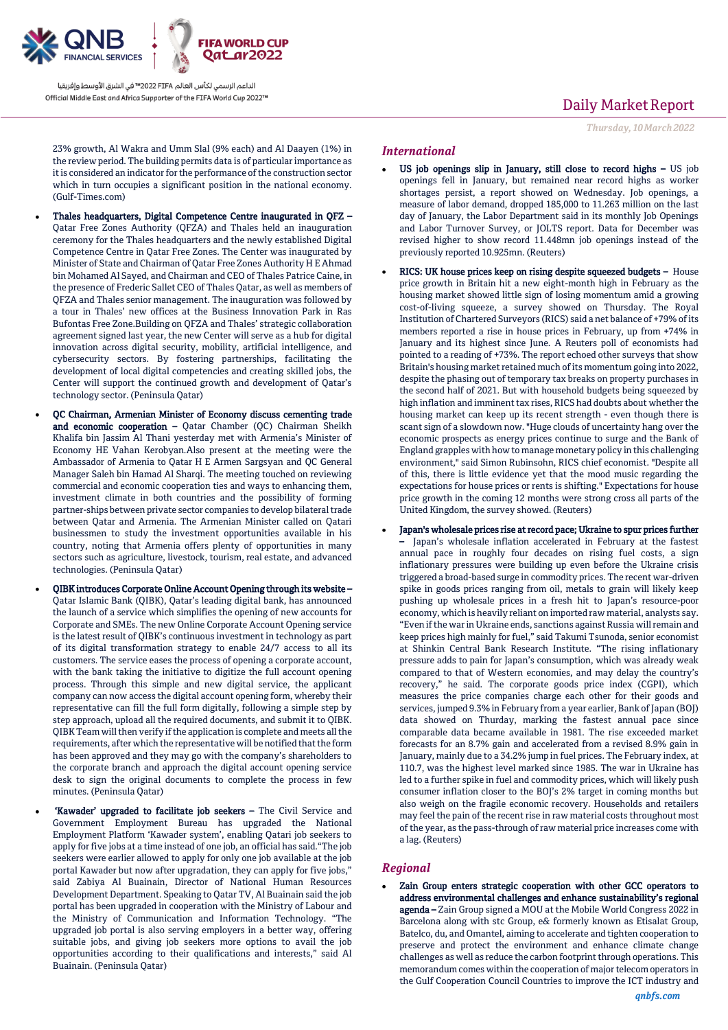23% growth, Al Wakra and Umm Slal (9% each) and Al Daayen (1%) in the review period. The building permits data is of particular importance as it is considered an indicator for the performance of the construction sector which in turn occupies a significant position in the national economy. (Gulf-Times.com)

- **Thales headquarters, Digital Competence Centre inaugurated in QFZ –** Qatar Free Zones Authority (QFZA) and Thales held an inauguration ceremony for the Thales headquarters and the newly established Digital Competence Centre in Qatar Free Zones. The Center was inaugurated by Minister of State and Chairman of Qatar Free Zones Authority H E Ahmad bin Mohamed Al Sayed, and Chairman and CEO of Thales Patrice Caine, in the presence of Frederic Sallet CEO of Thales Qatar, as well as members of QFZA and Thales senior management. The inauguration was followed by a tour in Thales' new offices at the Business Innovation Park in Ras Bufontas Free Zone.Building on QFZA and Thales' strategic collaboration agreement signed last year, the new Center will serve as a hub for digital innovation across digital security, mobility, artificial intelligence, and cybersecurity sectors. By fostering partnerships, facilitating the development of local digital competencies and creating skilled jobs, the Center will support the continued growth and development of Qatar's technology sector. (Peninsula Qatar)
- **QC Chairman, Armenian Minister of Economy discuss cementing trade and economic cooperation –** Qatar Chamber (QC) Chairman Sheikh Khalifa bin Jassim Al Thani yesterday met with Armenia's Minister of Economy HE Vahan Kerobyan.Also present at the meeting were the Ambassador of Armenia to Qatar H E Armen Sargsyan and QC General Manager Saleh bin Hamad Al Sharqi. The meeting touched on reviewing commercial and economic cooperation ties and ways to enhancing them, investment climate in both countries and the possibility of forming partner-ships between private sector companies to develop bilateral trade between Qatar and Armenia. The Armenian Minister called on Qatari businessmen to study the investment opportunities available in his country, noting that Armenia offers plenty of opportunities in many sectors such as agriculture, livestock, tourism, real estate, and advanced technologies. (Peninsula Qatar)
- **QIBK introduces Corporate Online Account Opening through its website –** Qatar Islamic Bank (QIBK), Qatar's leading digital bank, has announced the launch of a service which simplifies the opening of new accounts for Corporate and SMEs. The new Online Corporate Account Opening service is the latest result of QIBK's continuous investment in technology as part of its digital transformation strategy to enable 24/7 access to all its customers. The service eases the process of opening a corporate account, with the bank taking the initiative to digitize the full account opening process. Through this simple and new digital service, the applicant company can now access the digital account opening form, whereby their representative can fill the full form digitally, following a simple step by step approach, upload all the required documents, and submit it to QIBK. QIBK Team will then verify if the application is complete and meets all the requirements, after which the representative will be notified that the form has been approved and they may go with the company's shareholders to the corporate branch and approach the digital account opening service desk to sign the original documents to complete the process in few minutes. (Peninsula Qatar)
- **'Kawader' upgraded to facilitate job seekers –** The Civil Service and Government Employment Bureau has upgraded the National Employment Platform 'Kawader system', enabling Qatari job seekers to apply for five jobs at a time instead of one job, an official has said."The job seekers were earlier allowed to apply for only one job available at the job portal Kawader but now after upgradation, they can apply for five jobs," said Zabiya Al Buainain, Director of National Human Resources Development Department. Speaking to Qatar TV, Al Buainain said the job portal has been upgraded in cooperation with the Ministry of Labour and the Ministry of Communication and Information Technology. "The upgraded job portal is also serving employers in a better way, offering suitable jobs, and giving job seekers more options to avail the job opportunities according to their qualifications and interests," said Al Buainain. (Peninsula Qatar)

## International

- **US job openings slip in January, still close to record highs –** US job openings fell in January, but remained near record highs as worker shortages persist, a report showed on Wednesday. Job openings, a measure of labor demand, dropped 185,000 to 11.263 million on the last day of January, the Labor Department said in its monthly Job Openings and Labor Turnover Survey, or JOLTS report. Data for December was revised higher to show record 11.448mn job openings instead of the previously reported 10.925mn. (Reuters)
- **RICS: UK house prices keep on rising despite squeezed budgets –** House price growth in Britain hit a new eight-month high in February as the housing market showed little sign of losing momentum amid a growing cost-of-living squeeze, a survey showed on Thursday. The Royal Institution of Chartered Surveyors (RICS) said a net balance of +79% of its members reported a rise in house prices in February, up from +74% in January and its highest since June. A Reuters poll of economists had pointed to a reading of +73%. The report echoed other surveys that show Britain's housing market retained much of its momentum going into 2022, despite the phasing out of temporary tax breaks on property purchases in the second half of 2021. But with household budgets being squeezed by high inflation and imminent tax rises, RICS had doubts about whether the housing market can keep up its recent strength - even though there is scant sign of a slowdown now. "Huge clouds of uncertainty hang over the economic prospects as energy prices continue to surge and the Bank of England grapples with how to manage monetary policy in this challenging environment," said Simon Rubinsohn, RICS chief economist. "Despite all of this, there is little evidence yet that the mood music regarding the expectations for house prices or rents is shifting." Expectations for house price growth in the coming 12 months were strong cross all parts of the United Kingdom, the survey showed. (Reuters)
- **Japan's wholesale prices rise at record pace; Ukraine to spur prices further –** Japan's wholesale inflation accelerated in February at the fastest annual pace in roughly four decades on rising fuel costs, a sign inflationary pressures were building up even before the Ukraine crisis triggered a broad-based surge in commodity prices. The recent war-driven spike in goods prices ranging from oil, metals to grain will likely keep pushing up wholesale prices in a fresh hit to Japan's resource-poor economy, which is heavily reliant on imported raw material, analysts say. "Even if the war in Ukraine ends, sanctions against Russia will remain and keep prices high mainly for fuel," said Takumi Tsunoda, senior economist at Shinkin Central Bank Research Institute. "The rising inflationary pressure adds to pain for Japan's consumption, which was already weak compared to that of Western economies, and may delay the country's recovery," he said. The corporate goods price index (CGPI), which measures the price companies charge each other for their goods and services, jumped 9.3% in February from a year earlier, Bank of Japan (BOJ) data showed on Thurday, marking the fastest annual pace since comparable data became available in 1981. The rise exceeded market forecasts for an 8.7% gain and accelerated from a revised 8.9% gain in January, mainly due to a 34.2% jump in fuel prices. The February index, at 110.7, was the highest level marked since 1985. The war in Ukraine has led to a further spike in fuel and commodity prices, which will likely push consumer inflation closer to the BOJ's 2% target in coming months but also weigh on the fragile economic recovery. Households and retailers may feel the pain of the recent rise in raw material costs throughout most of the year, as the pass-through of raw material price increases come with a lag. (Reuters)

## Regional

- **Zain Group enters strategic cooperation with other GCC operators to address environmental challenges and enhance sustainability's regional agenda –** Zain Group signed a MOU at the Mobile World Congress 2022 in Barcelona along with stc Group, e& formerly known as Etisalat Group, Batelco, du, and Omantel, aiming to accelerate and tighten cooperation to preserve and protect the environment and enhance climate change challenges as well as reduce the carbon footprint through operations. This memorandum comes within the cooperation of major telecom operators in the Gulf Cooperation Council Countries to improve the ICT industry and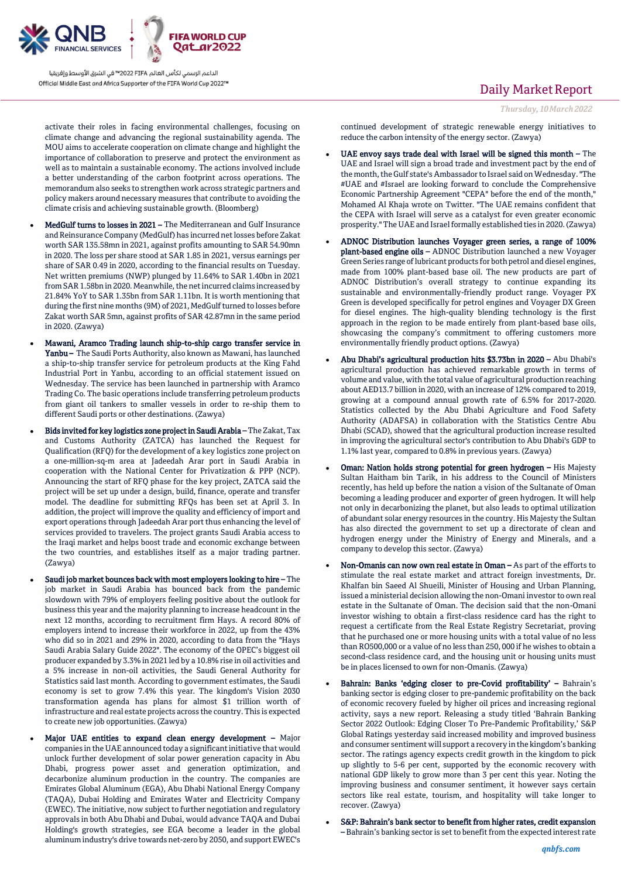activate their roles in facing environmental challenges, focusing on climate change and advancing the regional sustainability agenda. The MOU aims to accelerate cooperation on climate change and highlight the importance of collaboration to preserve and protect the environment as well as to maintain a sustainable economy. The actions involved include a better understanding of the carbon footprint across operations. The memorandum also seeks to strengthen work across strategic partners and policy makers around necessary measures that contribute to avoiding the climate crisis and achieving sustainable growth. (Bloomberg)

- **MedGulf turns to losses in 2021 –** The Mediterranean and Gulf Insurance and Reinsurance Company (MedGulf) has incurred net losses before Zakat worth SAR 135.58mn in 2021, against profits amounting to SAR 54.90mn in 2020. The loss per share stood at SAR 1.85 in 2021, versus earnings per share of SAR 0.49 in 2020, according to the financial results on Tuesday. Net written premiums (NWP) plunged by 11.64% to SAR 1.40bn in 2021 from SAR 1.58bn in 2020. Meanwhile, the net incurred claims increased by 21.84% YoY to SAR 1.35bn from SAR 1.11bn. It is worth mentioning that during the first nine months (9M) of 2021, MedGulf turned to losses before Zakat worth SAR 5mn, against profits of SAR 42.87mn in the same period in 2020. (Zawya)
- **Mawani, Aramco Trading launch ship-to-ship cargo transfer service in Yanbu –** The Saudi Ports Authority, also known as Mawani, has launched a ship-to-ship transfer service for petroleum products at the King Fahd Industrial Port in Yanbu, according to an official statement issued on Wednesday. The service has been launched in partnership with Aramco Trading Co. The basic operations include transferring petroleum products from giant oil tankers to smaller vessels in order to re-ship them to different Saudi ports or other destinations. (Zawya)
- **Bids invited for key logistics zone project in Saudi Arabia –** The Zakat, Tax and Customs Authority (ZATCA) has launched the Request for Qualification (RFQ) for the development of a key logistics zone project on a one-million-sq-m area at Jadeedah Arar port in Saudi Arabia in cooperation with the National Center for Privatization & PPP (NCP). Announcing the start of RFQ phase for the key project, ZATCA said the project will be set up under a design, build, finance, operate and transfer model. The deadline for submitting RFQs has been set at April 3. In addition, the project will improve the quality and efficiency of import and export operations through Jadeedah Arar port thus enhancing the level of services provided to travelers. The project grants Saudi Arabia access to the Iraqi market and helps boost trade and economic exchange between the two countries, and establishes itself as a major trading partner. (Zawya)
- **Saudi job market bounces back with most employers looking to hire –** The job market in Saudi Arabia has bounced back from the pandemic slowdown with 79% of employers feeling positive about the outlook for business this year and the majority planning to increase headcount in the next 12 months, according to recruitment firm Hays. A record 80% of employers intend to increase their workforce in 2022, up from the 43% who did so in 2021 and 29% in 2020, according to data from the "Hays Saudi Arabia Salary Guide 2022". The economy of the OPEC's biggest oil producer expanded by 3.3% in 2021 led by a 10.8% rise in oil activities and a 5% increase in non-oil activities, the Saudi General Authority for Statistics said last month. According to government estimates, the Saudi economy is set to grow 7.4% this year. The kingdom's Vision 2030 transformation agenda has plans for almost $1 trillion worth of infrastructure and real estate projects across the country. This is expected to create new job opportunities. (Zawya)
- **Major UAE entities to expand clean energy development –** Major companies in the UAE announced today a significant initiative that would unlock further development of solar power generation capacity in Abu Dhabi, progress power asset and generation optimization, and decarbonize aluminum production in the country. The companies are Emirates Global Aluminum (EGA), Abu Dhabi National Energy Company (TAQA), Dubai Holding and Emirates Water and Electricity Company (EWEC). The initiative, now subject to further negotiation and regulatory approvals in both Abu Dhabi and Dubai, would advance TAQA and Dubai Holding's growth strategies, see EGA become a leader in the global aluminum industry's drive towards net-zero by 2050, and support EWEC's continued development of strategic renewable energy initiatives to reduce the carbon intensity of the energy sector. (Zawya)
- **UAE envoy says trade deal with Israel will be signed this month –** The UAE and Israel will sign a broad trade and investment pact by the end of the month, the Gulf state's Ambassador to Israel said on Wednesday. "The #UAE and #Israel are looking forward to conclude the Comprehensive Economic Partnership Agreement "CEPA" before the end of the month," Mohamed Al Khaja wrote on Twitter. "The UAE remains confident that the CEPA with Israel will serve as a catalyst for even greater economic prosperity." The UAE and Israel formally established ties in 2020. (Zawya)
- **ADNOC Distribution launches Voyager green series, a range of 100% plant-based engine oils –** ADNOC Distribution launched a new Voyager Green Series range of lubricant products for both petrol and diesel engines, made from 100% plant-based base oil. The new products are part of ADNOC Distribution's overall strategy to continue expanding its sustainable and environmentally-friendly product range. Voyager PX Green is developed specifically for petrol engines and Voyager DX Green for diesel engines. The high-quality blending technology is the first approach in the region to be made entirely from plant-based base oils, showcasing the company's commitment to offering customers more environmentally friendly product options. (Zawya)
- **Abu Dhabi's agricultural production hits $3.73bn in 2020 –** Abu Dhabi's agricultural production has achieved remarkable growth in terms of volume and value, with the total value of agricultural production reaching about AED13.7 billion in 2020, with an increase of 12% compared to 2019, growing at a compound annual growth rate of 6.5% for 2017-2020. Statistics collected by the Abu Dhabi Agriculture and Food Safety Authority (ADAFSA) in collaboration with the Statistics Centre Abu Dhabi (SCAD), showed that the agricultural production increase resulted in improving the agricultural sector's contribution to Abu Dhabi's GDP to 1.1% last year, compared to 0.8% in previous years. (Zawya)
- **Oman: Nation holds strong potential for green hydrogen –** His Majesty Sultan Haitham bin Tarik, in his address to the Council of Ministers recently, has held up before the nation a vision of the Sultanate of Oman becoming a leading producer and exporter of green hydrogen. It will help not only in decarbonizing the planet, but also leads to optimal utilization of abundant solar energy resources in the country. His Majesty the Sultan has also directed the government to set up a directorate of clean and hydrogen energy under the Ministry of Energy and Minerals, and a company to develop this sector. (Zawya)
- **Non-Omanis can now own real estate in Oman –** As part of the efforts to stimulate the real estate market and attract foreign investments, Dr. Khalfan bin Saeed Al Shueili, Minister of Housing and Urban Planning, issued a ministerial decision allowing the non-Omani investor to own real estate in the Sultanate of Oman. The decision said that the non-Omani investor wishing to obtain a first-class residence card has the right to request a certificate from the Real Estate Registry Secretariat, proving that he purchased one or more housing units with a total value of no less than RO500,000 or a value of no less than 250, 000 if he wishes to obtain a second-class residence card, and the housing unit or housing units must be in places licensed to own for non-Omanis. (Zawya)
- **Bahrain: Banks 'edging closer to pre-Covid profitability' –** Bahrain's banking sector is edging closer to pre-pandemic profitability on the back of economic recovery fueled by higher oil prices and increasing regional activity, says a new report. Releasing a study titled 'Bahrain Banking Sector 2022 Outlook: Edging Closer To Pre-Pandemic Profitability,' S&P Global Ratings yesterday said increased mobility and improved business and consumer sentiment will support a recovery in the kingdom's banking sector. The ratings agency expects credit growth in the kingdom to pick up slightly to 5-6 per cent, supported by the economic recovery with national GDP likely to grow more than 3 per cent this year. Noting the improving business and consumer sentiment, it however says certain sectors like real estate, tourism, and hospitality will take longer to recover. (Zawya)
- **S&P: Bahrain's bank sector to benefit from higher rates, credit expansion –** Bahrain's banking sector is set to benefit from the expected interest rate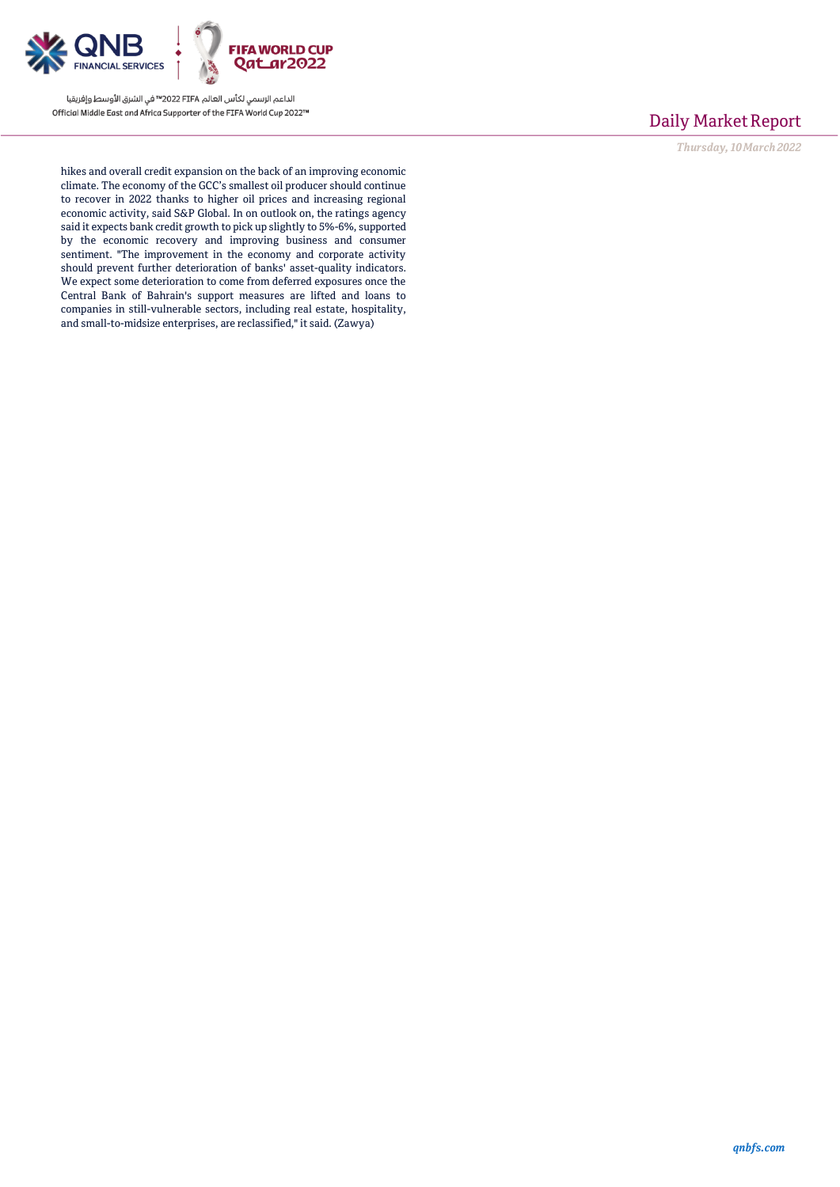hikes and overall credit expansion on the back of an improving economic climate. The economy of the GCC's smallest oil producer should continue to recover in 2022 thanks to higher oil prices and increasing regional economic activity, said S&P Global. In on outlook on, the ratings agency said it expects bank credit growth to pick up slightly to 5%-6%, supported by the economic recovery and improving business and consumer sentiment. "The improvement in the economy and corporate activity should prevent further deterioration of banks' asset-quality indicators. We expect some deterioration to come from deferred exposures once the Central Bank of Bahrain's support measures are lifted and loans to companies in still-vulnerable sectors, including real estate, hospitality, and small-to-midsize enterprises, are reclassified," it said. (Zawya)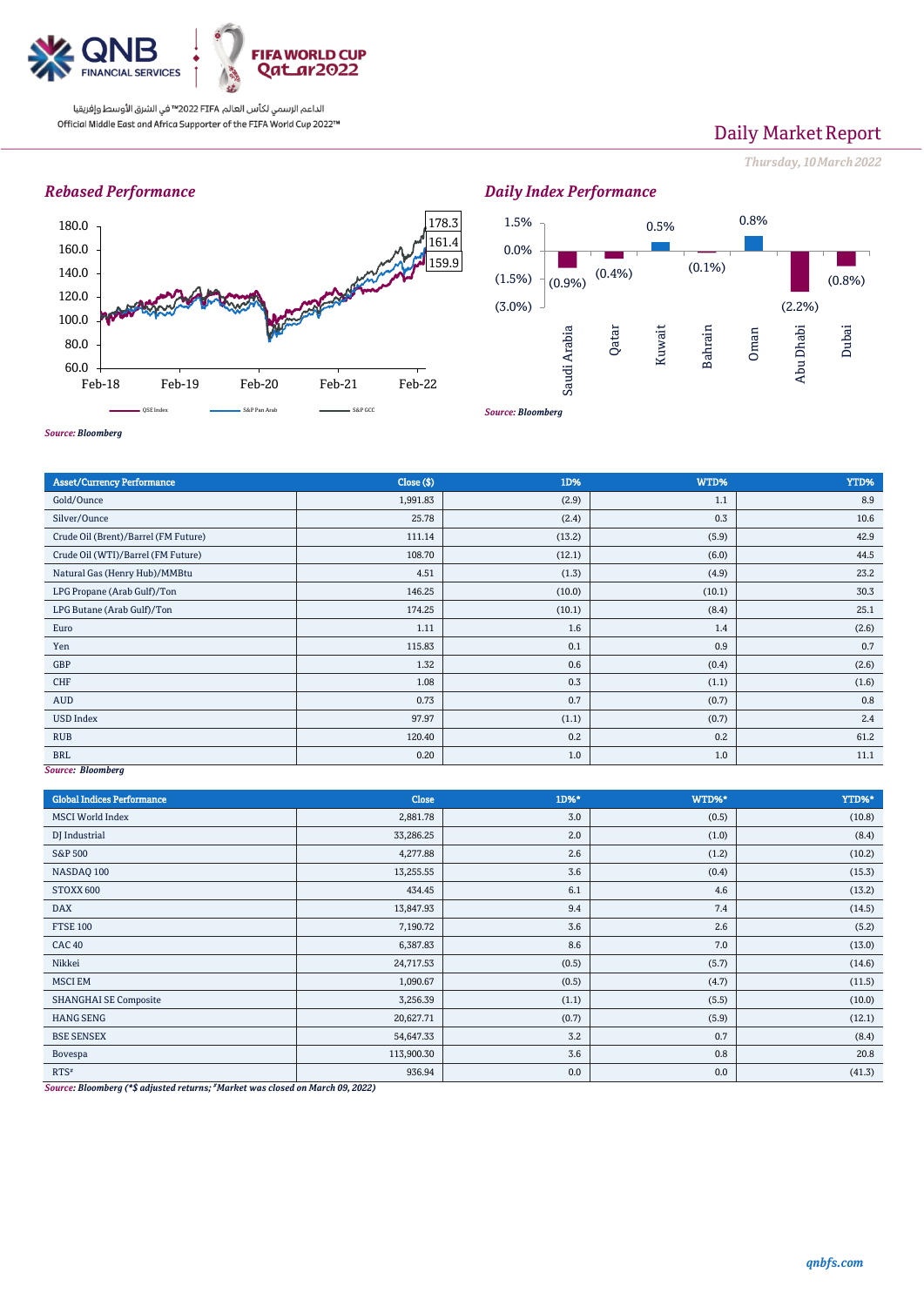Daily Market Report

*Thursday, 10 March 2022*

### *Rebased Performance*

*Source: Bloomberg*

### *Daily Index Performance*

*Source: Bloomberg*

| Asset/Currency Performance | Close ($) | 1D% | WTD% | YTD% |
|---|---|---|---|---|
| Gold/Ounce | 1,991.83 | (2.9) | 1.1 | 8.9 |
| Silver/Ounce | 25.78 | (2.4) | 0.3 | 10.6 |
| Crude Oil (Brent)/Barrel (FM Future) | 111.14 | (13.2) | (5.9) | 42.9 |
| Crude Oil (WTI)/Barrel (FM Future) | 108.70 | (12.1) | (6.0) | 44.5 |
| Natural Gas (Henry Hub)/MMBtu | 4.51 | (1.3) | (4.9) | 23.2 |
| LPG Propane (Arab Gulf)/Ton | 146.25 | (10.0) | (10.1) | 30.3 |
| LPG Butane (Arab Gulf)/Ton | 174.25 | (10.1) | (8.4) | 25.1 |
| Euro | 1.11 | 1.6 | 1.4 | (2.6) |
| Yen | 115.83 | 0.1 | 0.9 | 0.7 |
| GBP | 1.32 | 0.6 | (0.4) | (2.6) |
| CHF | 1.08 | 0.3 | (1.1) | (1.6) |
| AUD | 0.73 | 0.7 | (0.7) | 0.8 |
| USD Index | 97.97 | (1.1) | (0.7) | 2.4 |
| RUB | 120.40 | 0.2 | 0.2 | 61.2 |
| BRL | 0.20 | 1.0 | 1.0 | 11.1 |

*Source: Bloomberg*

| Global Indices Performance | Close | 1D%* | WTD%* | YTD%* |
|---|---|---|---|---|
| MSCI World Index | 2,881.78 | 3.0 | (0.5) | (10.8) |
| DJ Industrial | 33,286.25 | 2.0 | (1.0) | (8.4) |
| S&P 500 | 4,277.88 | 2.6 | (1.2) | (10.2) |
| NASDAQ 100 | 13,255.55 | 3.6 | (0.4) | (15.3) |
| STOXX 600 | 434.45 | 6.1 | 4.6 | (13.2) |
| DAX | 13,847.93 | 9.4 | 7.4 | (14.5) |
| FTSE 100 | 7,190.72 | 3.6 | 2.6 | (5.2) |
| CAC 40 | 6,387.83 | 8.6 | 7.0 | (13.0) |
| Nikkei | 24,717.53 | (0.5) | (5.7) | (14.6) |
| MSCI EM | 1,090.67 | (0.5) | (4.7) | (11.5) |
| SHANGHAI SE Composite | 3,256.39 | (1.1) | (5.5) | (10.0) |
| HANG SENG | 20,627.71 | (0.7) | (5.9) | (12.1) |
| BSE SENSEX | 54,647.33 | 3.2 | 0.7 | (8.4) |
| Bovespa | 113,900.30 | 3.6 | 0.8 | 20.8 |
| RTS# | 936.94 | 0.0 | 0.0 | (41.3) |

*Source: Bloomberg (*$ adjusted returns; #Market was closed on March 09, 2022)*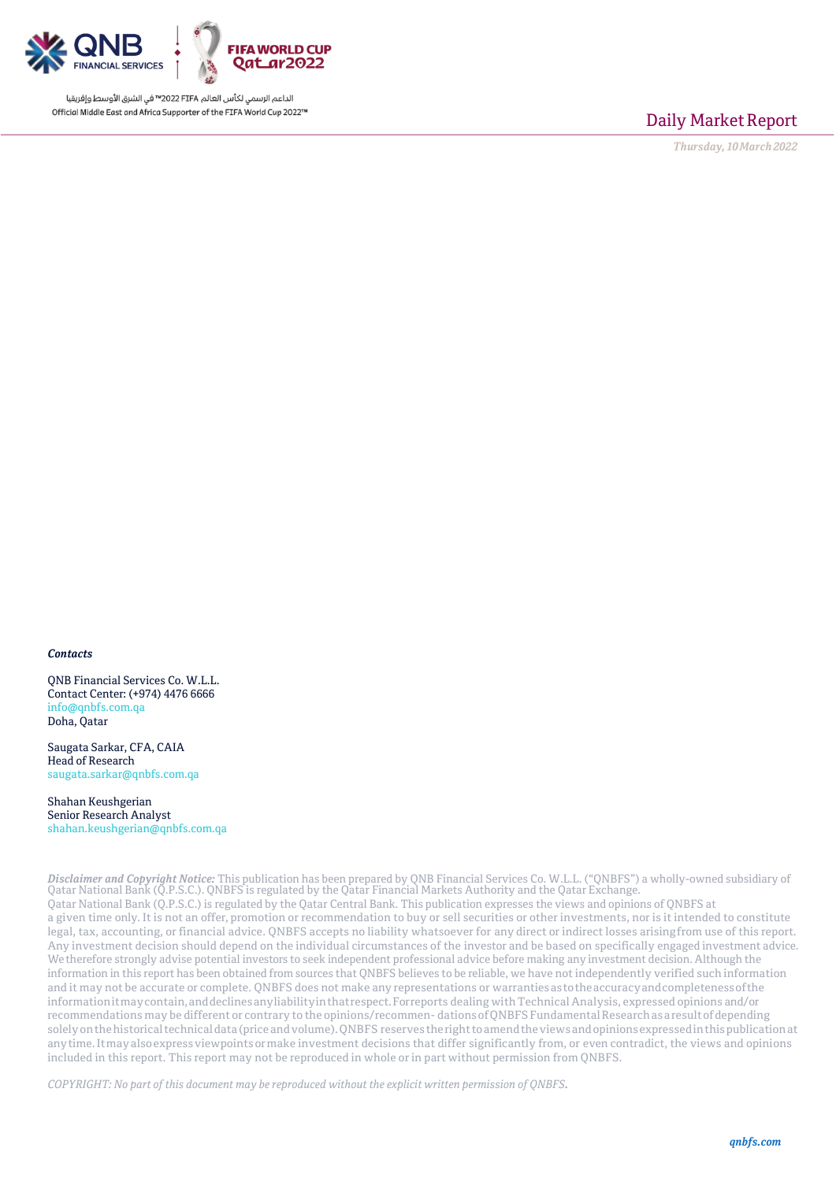الداعم الرسمي لكأس العالم FIFA 2022™ في الشرق الأوسط وإفريقيا
Official Middle East and Africa Supporter of the FIFA World Cup 2022™

# Daily Market Report

*Thursday, 10 March 2022*

***Contacts***

QNB Financial Services Co. W.L.L.
Contact Center: (+974) 4476 6666
info@qnbfs.com.qa
Doha, Qatar

Saugata Sarkar, CFA, CAIA
Head of Research
saugata.sarkar@qnbfs.com.qa

Shahan Keushgerian
Senior Research Analyst
shahan.keushgerian@qnbfs.com.qa

***Disclaimer and Copyright Notice:*** This publication has been prepared by QNB Financial Services Co. W.L.L. ("QNBFS") a wholly-owned subsidiary of Qatar National Bank (Q.P.S.C.). QNBFS is regulated by the Qatar Financial Markets Authority and the Qatar Exchange. Qatar National Bank (Q.P.S.C.) is regulated by the Qatar Central Bank. This publication expresses the views and opinions of QNBFS at a given time only. It is not an offer, promotion or recommendation to buy or sell securities or other investments, nor is it intended to constitute legal, tax, accounting, or financial advice. QNBFS accepts no liability whatsoever for any direct or indirect losses arising from use of this report. Any investment decision should depend on the individual circumstances of the investor and be based on specifically engaged investment advice. We therefore strongly advise potential investors to seek independent professional advice before making any investment decision. Although the information in this report has been obtained from sources that QNBFS believes to be reliable, we have not independently verified such information and it may not be accurate or complete. QNBFS does not make any representations or warranties as to the accuracy and completeness of the information it may contain, and declines any liability in that respect. For reports dealing with Technical Analysis, expressed opinions and/or recommendations may be different or contrary to the opinions/recommen- dations of QNBFS Fundamental Research as a result of depending solely on the historical technical data (price and volume). QNBFS reserves the right to amend the views and opinions expressed in this publication at any time. It may also express viewpoints or make investment decisions that differ significantly from, or even contradict, the views and opinions included in this report. This report may not be reproduced in whole or in part without permission from QNBFS.

*COPYRIGHT: No part of this document may be reproduced without the explicit written permission of QNBFS.*

*qnbfs.com*